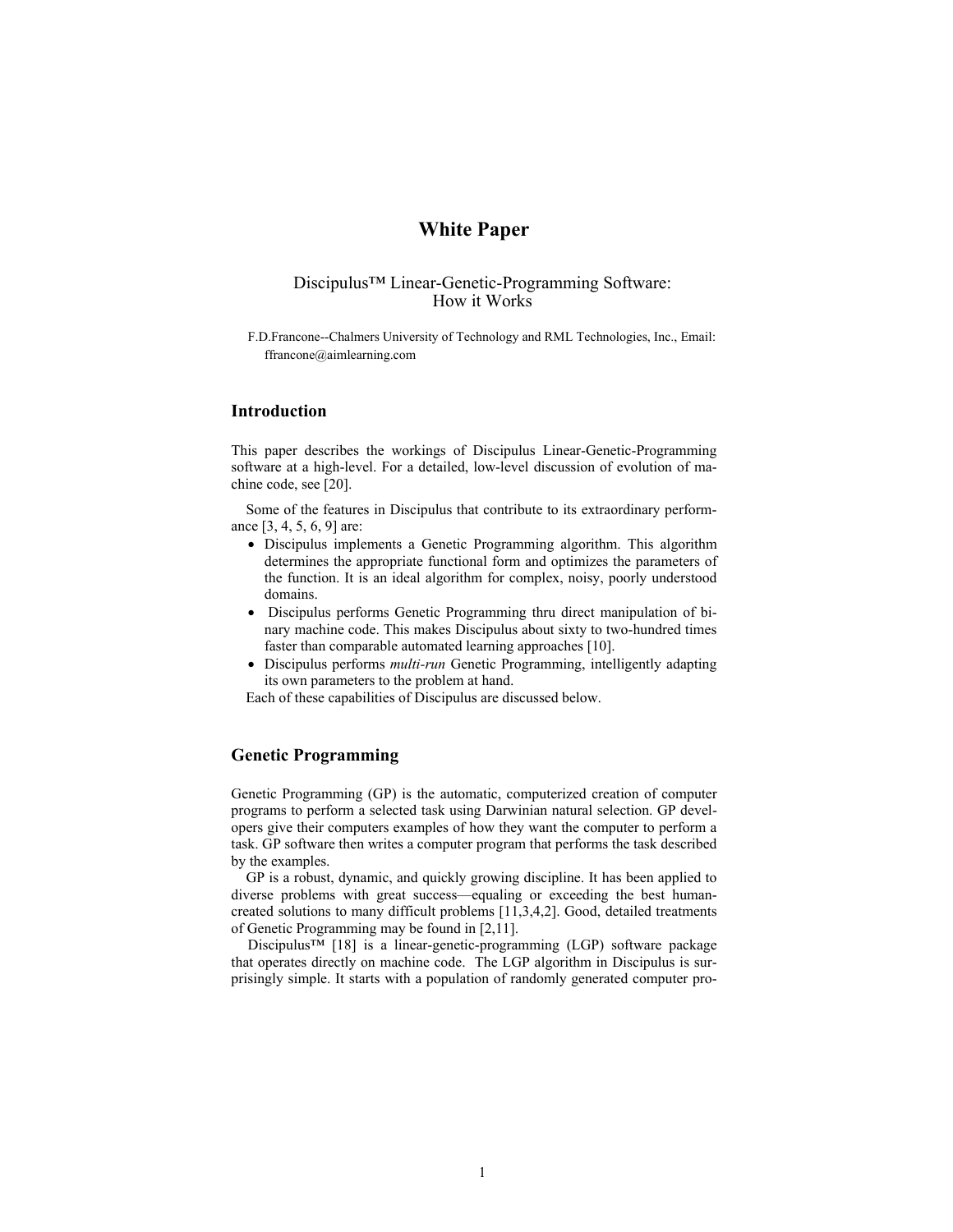# White Paper

Discipulus™ Linear-Genetic-Programming Software:
How it Works

F.D.Francone--Chalmers University of Technology and RML Technologies, Inc., Email: ffrancone@aimlearning.com

## Introduction

This paper describes the workings of Discipulus Linear-Genetic-Programming software at a high-level. For a detailed, low-level discussion of evolution of machine code, see [20].

Some of the features in Discipulus that contribute to its extraordinary performance [3, 4, 5, 6, 9] are:

- Discipulus implements a Genetic Programming algorithm. This algorithm determines the appropriate functional form and optimizes the parameters of the function. It is an ideal algorithm for complex, noisy, poorly understood domains.
- Discipulus performs Genetic Programming thru direct manipulation of binary machine code. This makes Discipulus about sixty to two-hundred times faster than comparable automated learning approaches [10].
- Discipulus performs *multi-run* Genetic Programming, intelligently adapting its own parameters to the problem at hand.

Each of these capabilities of Discipulus are discussed below.

## Genetic Programming

Genetic Programming (GP) is the automatic, computerized creation of computer programs to perform a selected task using Darwinian natural selection. GP developers give their computers examples of how they want the computer to perform a task. GP software then writes a computer program that performs the task described by the examples.

GP is a robust, dynamic, and quickly growing discipline. It has been applied to diverse problems with great success—equaling or exceeding the best human-created solutions to many difficult problems [11,3,4,2]. Good, detailed treatments of Genetic Programming may be found in [2,11].

Discipulus™ [18] is a linear-genetic-programming (LGP) software package that operates directly on machine code. The LGP algorithm in Discipulus is surprisingly simple. It starts with a population of randomly generated computer pro-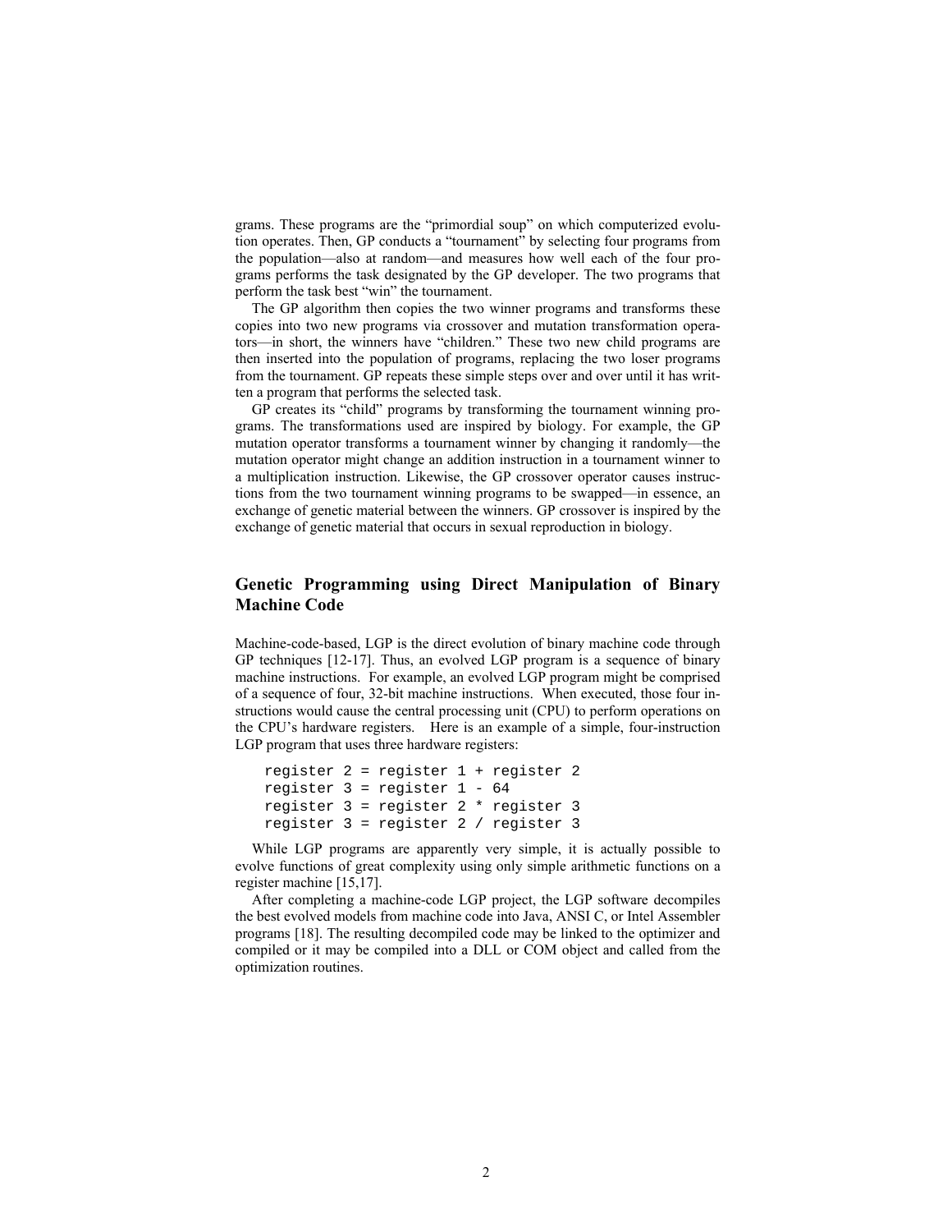grams. These programs are the "primordial soup" on which computerized evolution operates. Then, GP conducts a "tournament" by selecting four programs from the population—also at random—and measures how well each of the four programs performs the task designated by the GP developer. The two programs that perform the task best "win" the tournament.

The GP algorithm then copies the two winner programs and transforms these copies into two new programs via crossover and mutation transformation operators—in short, the winners have "children." These two new child programs are then inserted into the population of programs, replacing the two loser programs from the tournament. GP repeats these simple steps over and over until it has written a program that performs the selected task.

GP creates its "child" programs by transforming the tournament winning programs. The transformations used are inspired by biology. For example, the GP mutation operator transforms a tournament winner by changing it randomly—the mutation operator might change an addition instruction in a tournament winner to a multiplication instruction. Likewise, the GP crossover operator causes instructions from the two tournament winning programs to be swapped—in essence, an exchange of genetic material between the winners. GP crossover is inspired by the exchange of genetic material that occurs in sexual reproduction in biology.

## Genetic Programming using Direct Manipulation of Binary Machine Code

Machine-code-based, LGP is the direct evolution of binary machine code through GP techniques [12-17]. Thus, an evolved LGP program is a sequence of binary machine instructions. For example, an evolved LGP program might be comprised of a sequence of four, 32-bit machine instructions. When executed, those four instructions would cause the central processing unit (CPU) to perform operations on the CPU's hardware registers. Here is an example of a simple, four-instruction LGP program that uses three hardware registers:

```
register 2 = register 1 + register 2
register 3 = register 1 - 64
register 3 = register 2 * register 3
register 3 = register 2 / register 3
```

While LGP programs are apparently very simple, it is actually possible to evolve functions of great complexity using only simple arithmetic functions on a register machine [15,17].

After completing a machine-code LGP project, the LGP software decompiles the best evolved models from machine code into Java, ANSI C, or Intel Assembler programs [18]. The resulting decompiled code may be linked to the optimizer and compiled or it may be compiled into a DLL or COM object and called from the optimization routines.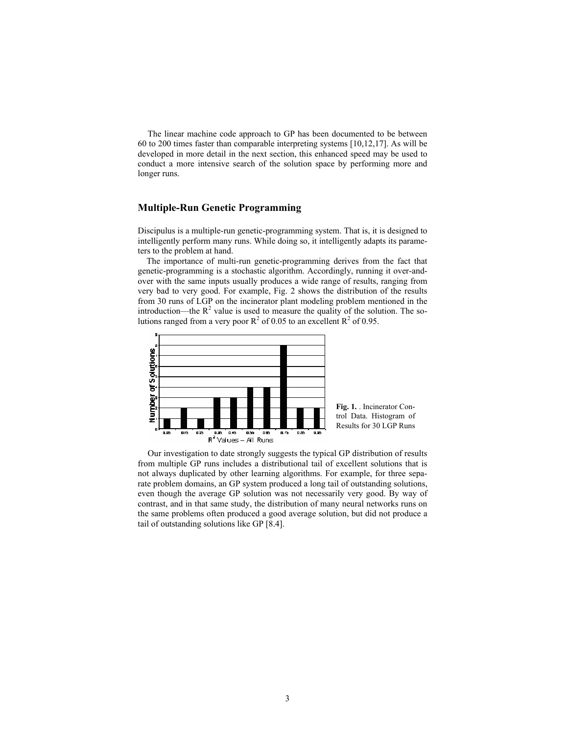The linear machine code approach to GP has been documented to be between 60 to 200 times faster than comparable interpreting systems [10,12,17]. As will be developed in more detail in the next section, this enhanced speed may be used to conduct a more intensive search of the solution space by performing more and longer runs.

## Multiple-Run Genetic Programming

Discipulus is a multiple-run genetic-programming system. That is, it is designed to intelligently perform many runs. While doing so, it intelligently adapts its parameters to the problem at hand.

The importance of multi-run genetic-programming derives from the fact that genetic-programming is a stochastic algorithm. Accordingly, running it over-and-over with the same inputs usually produces a wide range of results, ranging from very bad to very good. For example, Fig. 2 shows the distribution of the results from 30 runs of LGP on the incinerator plant modeling problem mentioned in the introduction—the $R^2$ value is used to measure the quality of the solution. The solutions ranged from a very poor $R^2$ of 0.05 to an excellent $R^2$ of 0.95.

**Fig. 1.** . Incinerator Control Data. Histogram of Results for 30 LGP Runs

Our investigation to date strongly suggests the typical GP distribution of results from multiple GP runs includes a distributional tail of excellent solutions that is not always duplicated by other learning algorithms. For example, for three separate problem domains, an GP system produced a long tail of outstanding solutions, even though the average GP solution was not necessarily very good. By way of contrast, and in that same study, the distribution of many neural networks runs on the same problems often produced a good average solution, but did not produce a tail of outstanding solutions like GP [8.4].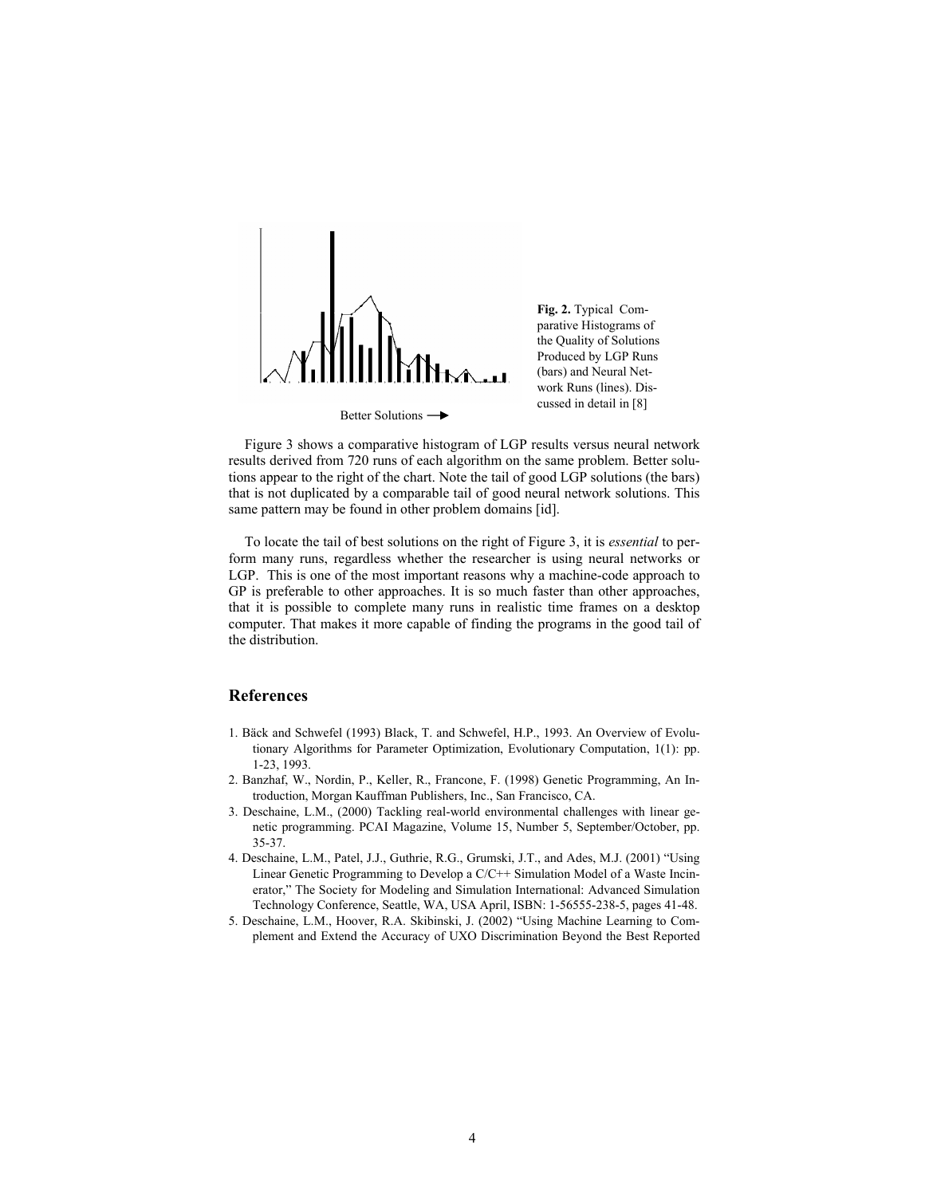Better Solutions →

**Fig. 2.** Typical Comparative Histograms of the Quality of Solutions Produced by LGP Runs (bars) and Neural Network Runs (lines). Discussed in detail in [8]

Figure 3 shows a comparative histogram of LGP results versus neural network results derived from 720 runs of each algorithm on the same problem. Better solutions appear to the right of the chart. Note the tail of good LGP solutions (the bars) that is not duplicated by a comparable tail of good neural network solutions. This same pattern may be found in other problem domains [id].

To locate the tail of best solutions on the right of Figure 3, it is *essential* to perform many runs, regardless whether the researcher is using neural networks or LGP. This is one of the most important reasons why a machine-code approach to GP is preferable to other approaches. It is so much faster than other approaches, that it is possible to complete many runs in realistic time frames on a desktop computer. That makes it more capable of finding the programs in the good tail of the distribution.

## References

1. Bäck and Schwefel (1993) Black, T. and Schwefel, H.P., 1993. An Overview of Evolutionary Algorithms for Parameter Optimization, Evolutionary Computation, 1(1): pp. 1-23, 1993.
2. Banzhaf, W., Nordin, P., Keller, R., Francone, F. (1998) Genetic Programming, An Introduction, Morgan Kauffman Publishers, Inc., San Francisco, CA.
3. Deschaine, L.M., (2000) Tackling real-world environmental challenges with linear genetic programming. PCAI Magazine, Volume 15, Number 5, September/October, pp. 35-37.
4. Deschaine, L.M., Patel, J.J., Guthrie, R.G., Grumski, J.T., and Ades, M.J. (2001) "Using Linear Genetic Programming to Develop a C/C++ Simulation Model of a Waste Incinerator," The Society for Modeling and Simulation International: Advanced Simulation Technology Conference, Seattle, WA, USA April, ISBN: 1-56555-238-5, pages 41-48.
5. Deschaine, L.M., Hoover, R.A. Skibinski, J. (2002) "Using Machine Learning to Complement and Extend the Accuracy of UXO Discrimination Beyond the Best Reported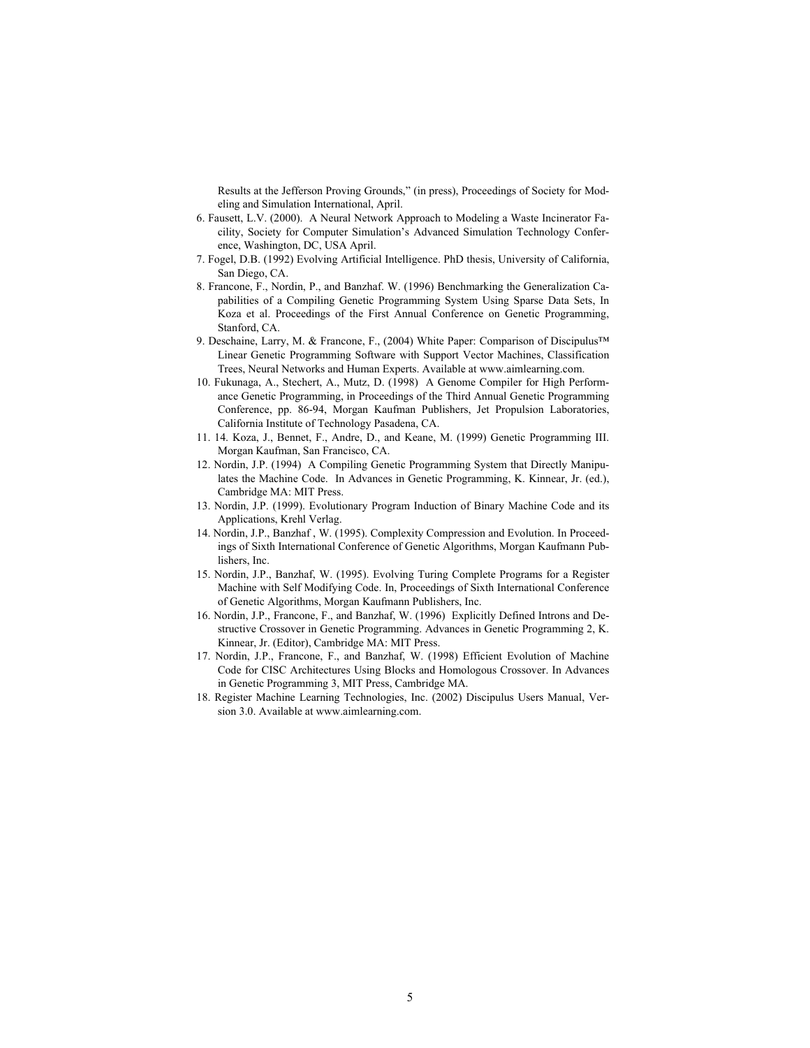Results at the Jefferson Proving Grounds," (in press), Proceedings of Society for Modeling and Simulation International, April.

6. Fausett, L.V. (2000). A Neural Network Approach to Modeling a Waste Incinerator Facility, Society for Computer Simulation's Advanced Simulation Technology Conference, Washington, DC, USA April.
7. Fogel, D.B. (1992) Evolving Artificial Intelligence. PhD thesis, University of California, San Diego, CA.
8. Francone, F., Nordin, P., and Banzhaf. W. (1996) Benchmarking the Generalization Capabilities of a Compiling Genetic Programming System Using Sparse Data Sets, In Koza et al. Proceedings of the First Annual Conference on Genetic Programming, Stanford, CA.
9. Deschaine, Larry, M. & Francone, F., (2004) White Paper: Comparison of Discipulus™ Linear Genetic Programming Software with Support Vector Machines, Classification Trees, Neural Networks and Human Experts. Available at www.aimlearning.com.
10. Fukunaga, A., Stechert, A., Mutz, D. (1998) A Genome Compiler for High Performance Genetic Programming, in Proceedings of the Third Annual Genetic Programming Conference, pp. 86-94, Morgan Kaufman Publishers, Jet Propulsion Laboratories, California Institute of Technology Pasadena, CA.
11. 14. Koza, J., Bennet, F., Andre, D., and Keane, M. (1999) Genetic Programming III. Morgan Kaufman, San Francisco, CA.
12. Nordin, J.P. (1994) A Compiling Genetic Programming System that Directly Manipulates the Machine Code. In Advances in Genetic Programming, K. Kinnear, Jr. (ed.), Cambridge MA: MIT Press.
13. Nordin, J.P. (1999). Evolutionary Program Induction of Binary Machine Code and its Applications, Krehl Verlag.
14. Nordin, J.P., Banzhaf , W. (1995). Complexity Compression and Evolution. In Proceedings of Sixth International Conference of Genetic Algorithms, Morgan Kaufmann Publishers, Inc.
15. Nordin, J.P., Banzhaf, W. (1995). Evolving Turing Complete Programs for a Register Machine with Self Modifying Code. In, Proceedings of Sixth International Conference of Genetic Algorithms, Morgan Kaufmann Publishers, Inc.
16. Nordin, J.P., Francone, F., and Banzhaf, W. (1996) Explicitly Defined Introns and Destructive Crossover in Genetic Programming. Advances in Genetic Programming 2, K. Kinnear, Jr. (Editor), Cambridge MA: MIT Press.
17. Nordin, J.P., Francone, F., and Banzhaf, W. (1998) Efficient Evolution of Machine Code for CISC Architectures Using Blocks and Homologous Crossover. In Advances in Genetic Programming 3, MIT Press, Cambridge MA.
18. Register Machine Learning Technologies, Inc. (2002) Discipulus Users Manual, Version 3.0. Available at www.aimlearning.com.